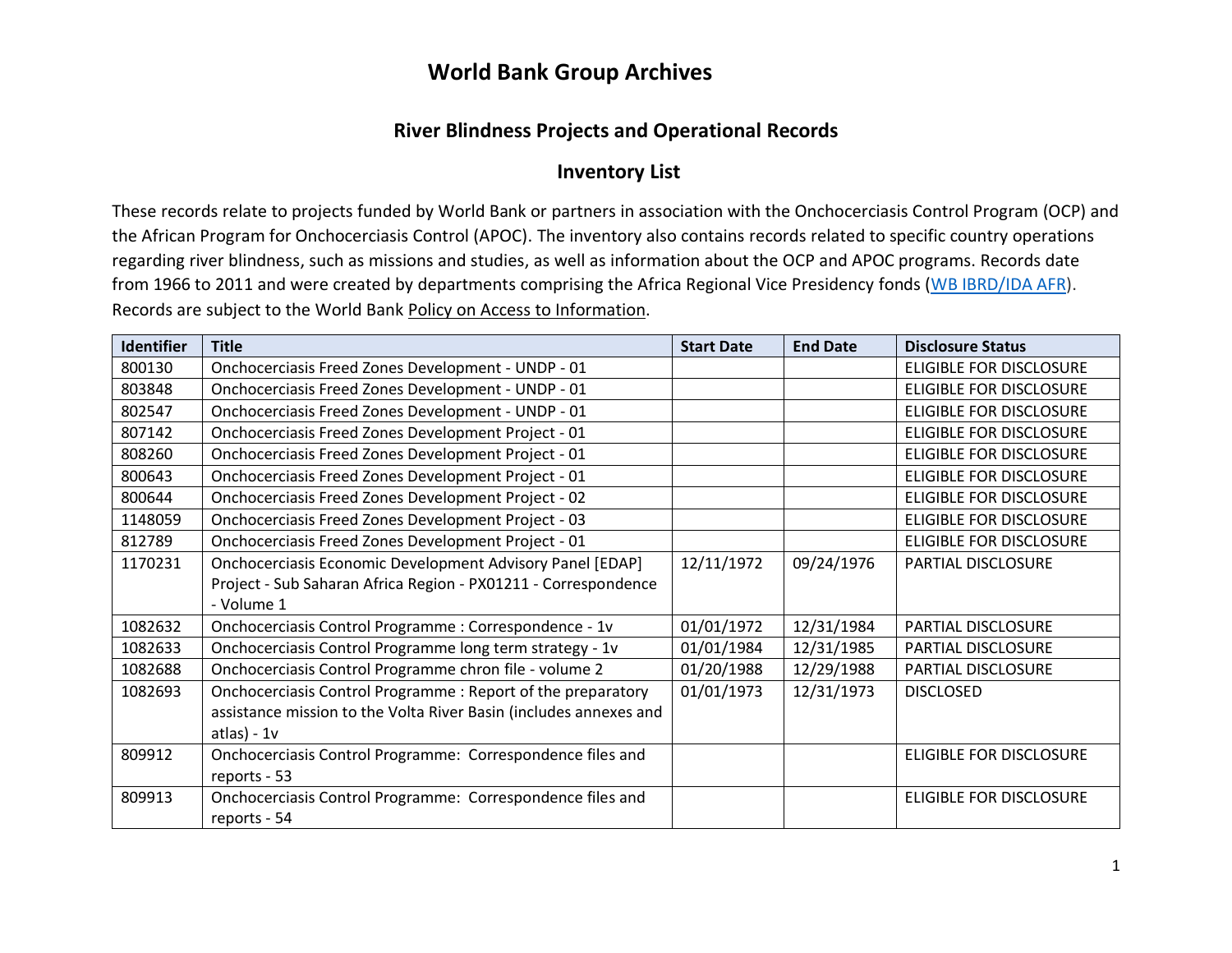# World Bank Group Archives

## River Blindness Projects and Operational Records

## Inventory List

These records relate to projects funded by World Bank or partners in association with the Onchocerciasis Control Program (OCP) and the African Program for Onchocerciasis Control (APOC). The inventory also contains records related to specific country operations regarding river blindness, such as missions and studies, as well as information about the OCP and APOC programs. Records date from 1966 to 2011 and were created by departments comprising the Africa Regional Vice Presidency fonds (WB IBRD/IDA AFR). Records are subject to the World Bank Policy on Access to Information.

| Identifier | Title | Start Date | End Date | Disclosure Status |
|---|---|---|---|---|
| 800130 | Onchocerciasis Freed Zones Development - UNDP - 01 | | | ELIGIBLE FOR DISCLOSURE |
| 803848 | Onchocerciasis Freed Zones Development - UNDP - 01 | | | ELIGIBLE FOR DISCLOSURE |
| 802547 | Onchocerciasis Freed Zones Development - UNDP - 01 | | | ELIGIBLE FOR DISCLOSURE |
| 807142 | Onchocerciasis Freed Zones Development Project - 01 | | | ELIGIBLE FOR DISCLOSURE |
| 808260 | Onchocerciasis Freed Zones Development Project - 01 | | | ELIGIBLE FOR DISCLOSURE |
| 800643 | Onchocerciasis Freed Zones Development Project - 01 | | | ELIGIBLE FOR DISCLOSURE |
| 800644 | Onchocerciasis Freed Zones Development Project - 02 | | | ELIGIBLE FOR DISCLOSURE |
| 1148059 | Onchocerciasis Freed Zones Development Project - 03 | | | ELIGIBLE FOR DISCLOSURE |
| 812789 | Onchocerciasis Freed Zones Development Project - 01 | | | ELIGIBLE FOR DISCLOSURE |
| 1170231 | Onchocerciasis Economic Development Advisory Panel [EDAP] Project - Sub Saharan Africa Region - PX01211 - Correspondence - Volume 1 | 12/11/1972 | 09/24/1976 | PARTIAL DISCLOSURE |
| 1082632 | Onchocerciasis Control Programme : Correspondence - 1v | 01/01/1972 | 12/31/1984 | PARTIAL DISCLOSURE |
| 1082633 | Onchocerciasis Control Programme long term strategy - 1v | 01/01/1984 | 12/31/1985 | PARTIAL DISCLOSURE |
| 1082688 | Onchocerciasis Control Programme chron file - volume 2 | 01/20/1988 | 12/29/1988 | PARTIAL DISCLOSURE |
| 1082693 | Onchocerciasis Control Programme : Report of the preparatory assistance mission to the Volta River Basin (includes annexes and atlas) - 1v | 01/01/1973 | 12/31/1973 | DISCLOSED |
| 809912 | Onchocerciasis Control Programme: Correspondence files and reports - 53 | | | ELIGIBLE FOR DISCLOSURE |
| 809913 | Onchocerciasis Control Programme: Correspondence files and reports - 54 | | | ELIGIBLE FOR DISCLOSURE |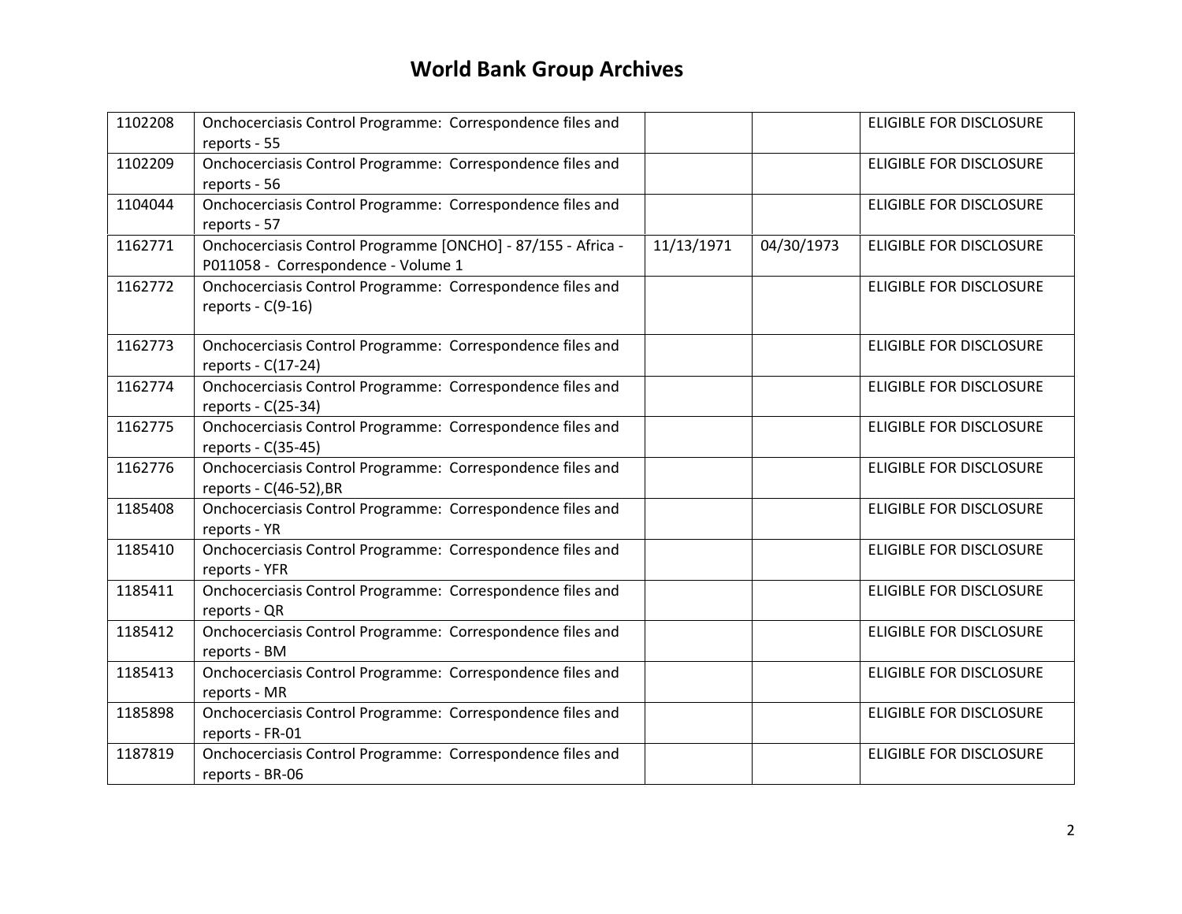# World Bank Group Archives

| | | | | |
|---|---|---|---|---|
| 1102208 | Onchocerciasis Control Programme: Correspondence files and reports - 55 | | | ELIGIBLE FOR DISCLOSURE |
| 1102209 | Onchocerciasis Control Programme: Correspondence files and reports - 56 | | | ELIGIBLE FOR DISCLOSURE |
| 1104044 | Onchocerciasis Control Programme: Correspondence files and reports - 57 | | | ELIGIBLE FOR DISCLOSURE |
| 1162771 | Onchocerciasis Control Programme [ONCHO] - 87/155 - Africa - P011058 - Correspondence - Volume 1 | 11/13/1971 | 04/30/1973 | ELIGIBLE FOR DISCLOSURE |
| 1162772 | Onchocerciasis Control Programme: Correspondence files and reports - C(9-16) | | | ELIGIBLE FOR DISCLOSURE |
| 1162773 | Onchocerciasis Control Programme: Correspondence files and reports - C(17-24) | | | ELIGIBLE FOR DISCLOSURE |
| 1162774 | Onchocerciasis Control Programme: Correspondence files and reports - C(25-34) | | | ELIGIBLE FOR DISCLOSURE |
| 1162775 | Onchocerciasis Control Programme: Correspondence files and reports - C(35-45) | | | ELIGIBLE FOR DISCLOSURE |
| 1162776 | Onchocerciasis Control Programme: Correspondence files and reports - C(46-52),BR | | | ELIGIBLE FOR DISCLOSURE |
| 1185408 | Onchocerciasis Control Programme: Correspondence files and reports - YR | | | ELIGIBLE FOR DISCLOSURE |
| 1185410 | Onchocerciasis Control Programme: Correspondence files and reports - YFR | | | ELIGIBLE FOR DISCLOSURE |
| 1185411 | Onchocerciasis Control Programme: Correspondence files and reports - QR | | | ELIGIBLE FOR DISCLOSURE |
| 1185412 | Onchocerciasis Control Programme: Correspondence files and reports - BM | | | ELIGIBLE FOR DISCLOSURE |
| 1185413 | Onchocerciasis Control Programme: Correspondence files and reports - MR | | | ELIGIBLE FOR DISCLOSURE |
| 1185898 | Onchocerciasis Control Programme: Correspondence files and reports - FR-01 | | | ELIGIBLE FOR DISCLOSURE |
| 1187819 | Onchocerciasis Control Programme: Correspondence files and reports - BR-06 | | | ELIGIBLE FOR DISCLOSURE |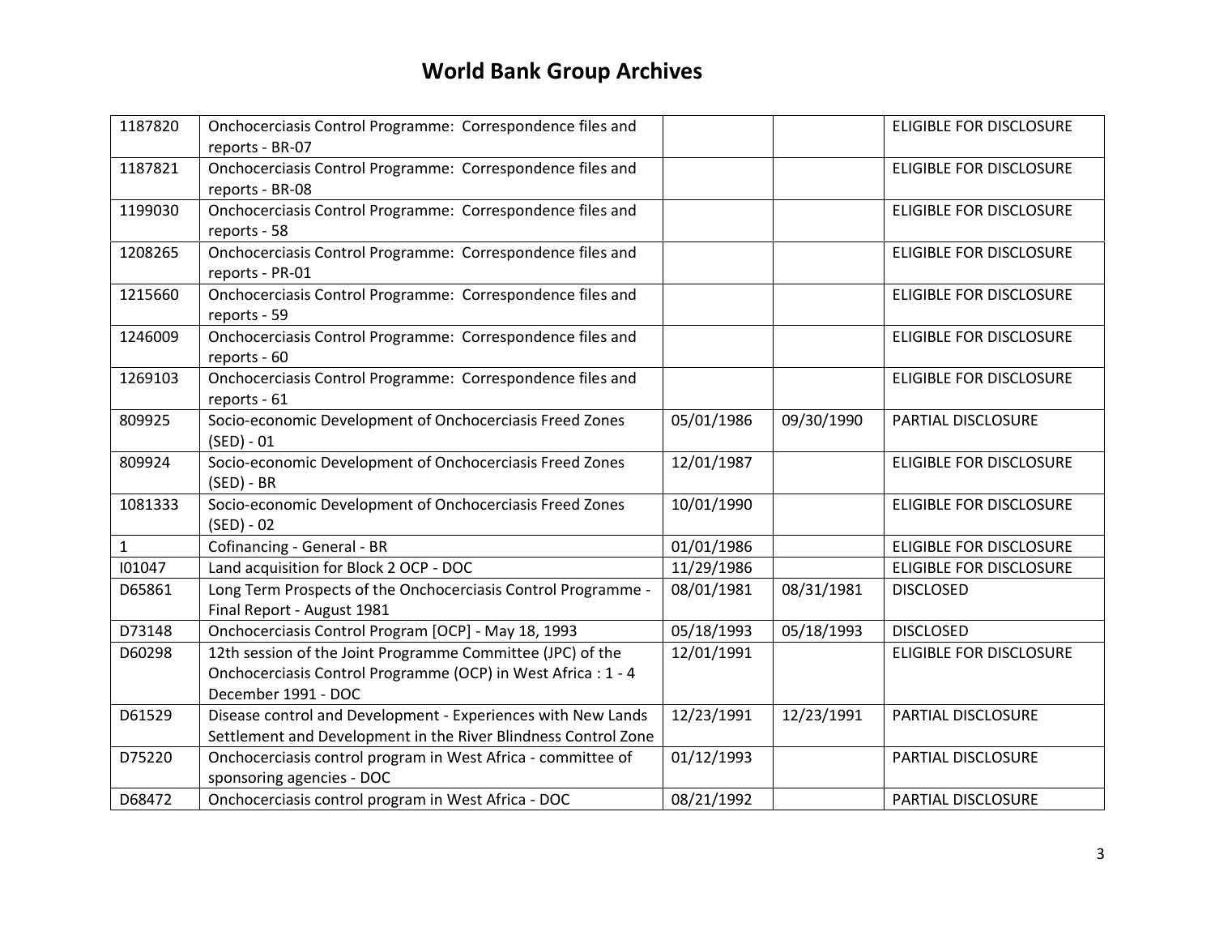# World Bank Group Archives

| | | | | |
|---|---|---|---|---|
| 1187820 | Onchocerciasis Control Programme: Correspondence files and reports - BR-07 | | | ELIGIBLE FOR DISCLOSURE |
| 1187821 | Onchocerciasis Control Programme: Correspondence files and reports - BR-08 | | | ELIGIBLE FOR DISCLOSURE |
| 1199030 | Onchocerciasis Control Programme: Correspondence files and reports - 58 | | | ELIGIBLE FOR DISCLOSURE |
| 1208265 | Onchocerciasis Control Programme: Correspondence files and reports - PR-01 | | | ELIGIBLE FOR DISCLOSURE |
| 1215660 | Onchocerciasis Control Programme: Correspondence files and reports - 59 | | | ELIGIBLE FOR DISCLOSURE |
| 1246009 | Onchocerciasis Control Programme: Correspondence files and reports - 60 | | | ELIGIBLE FOR DISCLOSURE |
| 1269103 | Onchocerciasis Control Programme: Correspondence files and reports - 61 | | | ELIGIBLE FOR DISCLOSURE |
| 809925 | Socio-economic Development of Onchocerciasis Freed Zones (SED) - 01 | 05/01/1986 | 09/30/1990 | PARTIAL DISCLOSURE |
| 809924 | Socio-economic Development of Onchocerciasis Freed Zones (SED) - BR | 12/01/1987 | | ELIGIBLE FOR DISCLOSURE |
| 1081333 | Socio-economic Development of Onchocerciasis Freed Zones (SED) - 02 | 10/01/1990 | | ELIGIBLE FOR DISCLOSURE |
| 1 | Cofinancing - General - BR | 01/01/1986 | | ELIGIBLE FOR DISCLOSURE |
| I01047 | Land acquisition for Block 2 OCP - DOC | 11/29/1986 | | ELIGIBLE FOR DISCLOSURE |
| D65861 | Long Term Prospects of the Onchocerciasis Control Programme - Final Report - August 1981 | 08/01/1981 | 08/31/1981 | DISCLOSED |
| D73148 | Onchocerciasis Control Program [OCP] - May 18, 1993 | 05/18/1993 | 05/18/1993 | DISCLOSED |
| D60298 | 12th session of the Joint Programme Committee (JPC) of the Onchocerciasis Control Programme (OCP) in West Africa : 1 - 4 December 1991 - DOC | 12/01/1991 | | ELIGIBLE FOR DISCLOSURE |
| D61529 | Disease control and Development - Experiences with New Lands Settlement and Development in the River Blindness Control Zone | 12/23/1991 | 12/23/1991 | PARTIAL DISCLOSURE |
| D75220 | Onchocerciasis control program in West Africa - committee of sponsoring agencies - DOC | 01/12/1993 | | PARTIAL DISCLOSURE |
| D68472 | Onchocerciasis control program in West Africa - DOC | 08/21/1992 | | PARTIAL DISCLOSURE |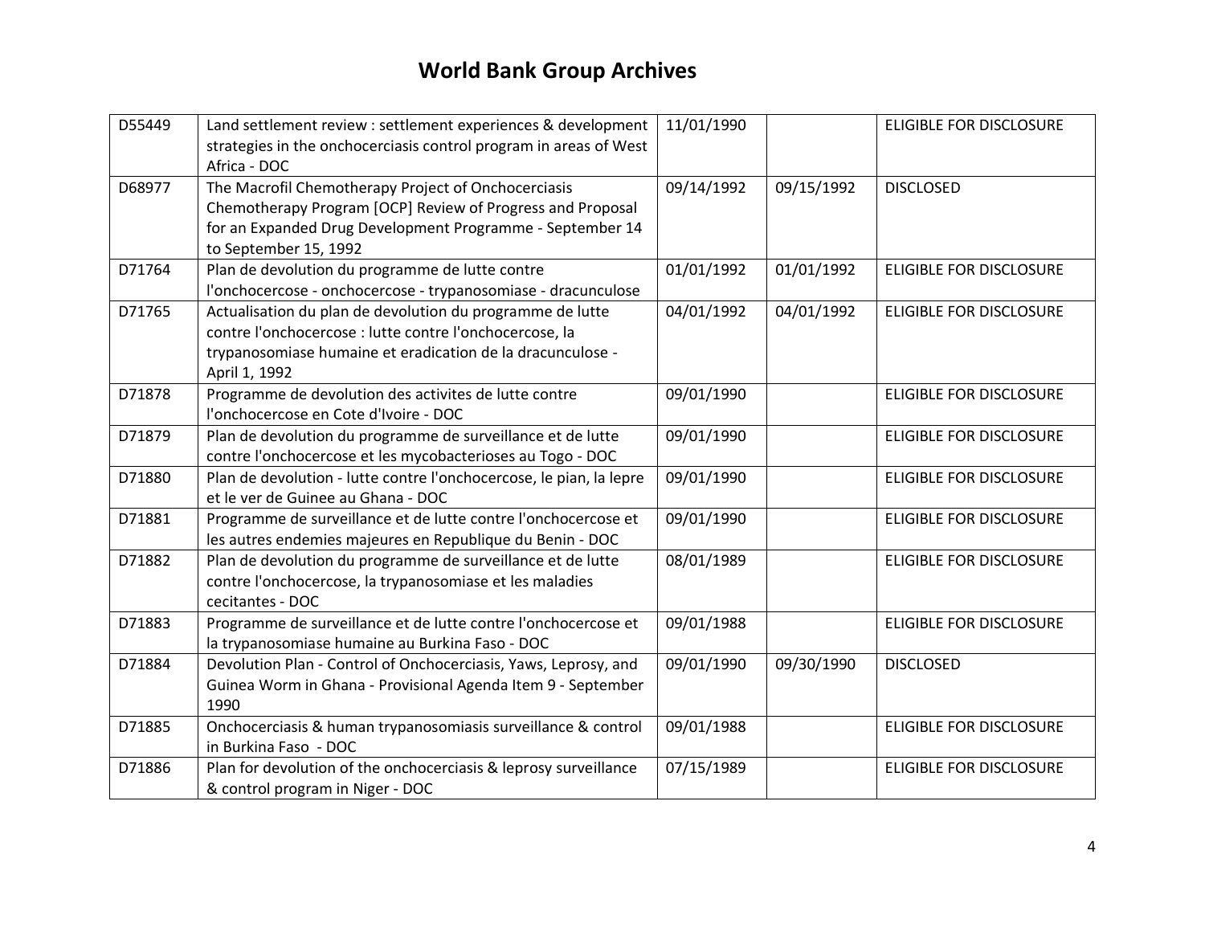# World Bank Group Archives

| | | | | |
|---|---|---|---|---|
| D55449 | Land settlement review : settlement experiences & development strategies in the onchocerciasis control program in areas of West Africa - DOC | 11/01/1990 | | ELIGIBLE FOR DISCLOSURE |
| D68977 | The Macrofil Chemotherapy Project of Onchocerciasis Chemotherapy Program [OCP] Review of Progress and Proposal for an Expanded Drug Development Programme - September 14 to September 15, 1992 | 09/14/1992 | 09/15/1992 | DISCLOSED |
| D71764 | Plan de devolution du programme de lutte contre l'onchocercose - onchocercose - trypanosomiase - dracunculose | 01/01/1992 | 01/01/1992 | ELIGIBLE FOR DISCLOSURE |
| D71765 | Actualisation du plan de devolution du programme de lutte contre l'onchocercose : lutte contre l'onchocercose, la trypanosomiase humaine et eradication de la dracunculose - April 1, 1992 | 04/01/1992 | 04/01/1992 | ELIGIBLE FOR DISCLOSURE |
| D71878 | Programme de devolution des activites de lutte contre l'onchocercose en Cote d'Ivoire - DOC | 09/01/1990 | | ELIGIBLE FOR DISCLOSURE |
| D71879 | Plan de devolution du programme de surveillance et de lutte contre l'onchocercose et les mycobacterioses au Togo - DOC | 09/01/1990 | | ELIGIBLE FOR DISCLOSURE |
| D71880 | Plan de devolution - lutte contre l'onchocercose, le pian, la lepre et le ver de Guinee au Ghana - DOC | 09/01/1990 | | ELIGIBLE FOR DISCLOSURE |
| D71881 | Programme de surveillance et de lutte contre l'onchocercose et les autres endemies majeures en Republique du Benin - DOC | 09/01/1990 | | ELIGIBLE FOR DISCLOSURE |
| D71882 | Plan de devolution du programme de surveillance et de lutte contre l'onchocercose, la trypanosomiase et les maladies cecitantes - DOC | 08/01/1989 | | ELIGIBLE FOR DISCLOSURE |
| D71883 | Programme de surveillance et de lutte contre l'onchocercose et la trypanosomiase humaine au Burkina Faso - DOC | 09/01/1988 | | ELIGIBLE FOR DISCLOSURE |
| D71884 | Devolution Plan - Control of Onchocerciasis, Yaws, Leprosy, and Guinea Worm in Ghana - Provisional Agenda Item 9 - September 1990 | 09/01/1990 | 09/30/1990 | DISCLOSED |
| D71885 | Onchocerciasis & human trypanosomiasis surveillance & control in Burkina Faso - DOC | 09/01/1988 | | ELIGIBLE FOR DISCLOSURE |
| D71886 | Plan for devolution of the onchocerciasis & leprosy surveillance & control program in Niger - DOC | 07/15/1989 | | ELIGIBLE FOR DISCLOSURE |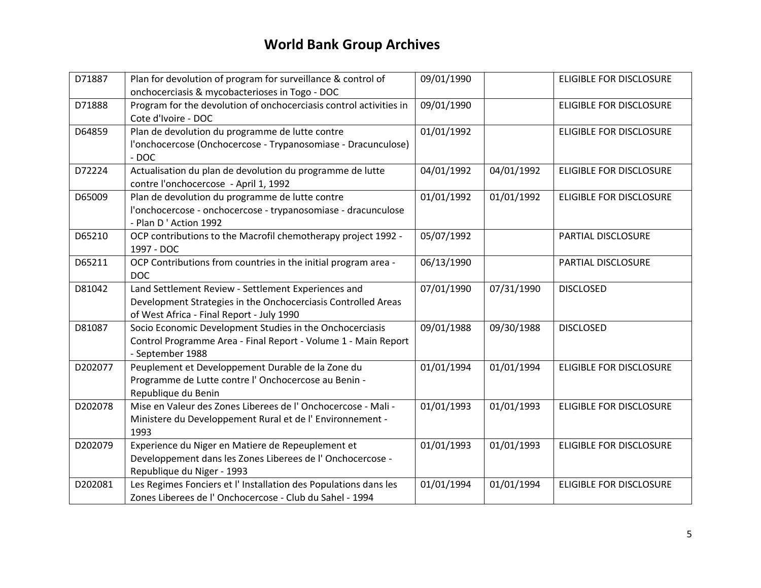# World Bank Group Archives

| | | | | |
|---|---|---|---|---|
| D71887 | Plan for devolution of program for surveillance & control of onchocerciasis & mycobacterioses in Togo - DOC | 09/01/1990 | | ELIGIBLE FOR DISCLOSURE |
| D71888 | Program for the devolution of onchocerciasis control activities in Cote d'Ivoire - DOC | 09/01/1990 | | ELIGIBLE FOR DISCLOSURE |
| D64859 | Plan de devolution du programme de lutte contre l'onchocercose (Onchocercose - Trypanosomiase - Dracunculose) - DOC | 01/01/1992 | | ELIGIBLE FOR DISCLOSURE |
| D72224 | Actualisation du plan de devolution du programme de lutte contre l'onchocercose - April 1, 1992 | 04/01/1992 | 04/01/1992 | ELIGIBLE FOR DISCLOSURE |
| D65009 | Plan de devolution du programme de lutte contre l'onchocercose - onchocercose - trypanosomiase - dracunculose - Plan D ' Action 1992 | 01/01/1992 | 01/01/1992 | ELIGIBLE FOR DISCLOSURE |
| D65210 | OCP contributions to the Macrofil chemotherapy project 1992 - 1997 - DOC | 05/07/1992 | | PARTIAL DISCLOSURE |
| D65211 | OCP Contributions from countries in the initial program area - DOC | 06/13/1990 | | PARTIAL DISCLOSURE |
| D81042 | Land Settlement Review - Settlement Experiences and Development Strategies in the Onchocerciasis Controlled Areas of West Africa - Final Report - July 1990 | 07/01/1990 | 07/31/1990 | DISCLOSED |
| D81087 | Socio Economic Development Studies in the Onchocerciasis Control Programme Area - Final Report - Volume 1 - Main Report - September 1988 | 09/01/1988 | 09/30/1988 | DISCLOSED |
| D202077 | Peuplement et Developpement Durable de la Zone du Programme de Lutte contre l' Onchocercose au Benin - Republique du Benin | 01/01/1994 | 01/01/1994 | ELIGIBLE FOR DISCLOSURE |
| D202078 | Mise en Valeur des Zones Liberees de l' Onchocercose - Mali - Ministere du Developpement Rural et de l' Environnement - 1993 | 01/01/1993 | 01/01/1993 | ELIGIBLE FOR DISCLOSURE |
| D202079 | Experience du Niger en Matiere de Repeuplement et Developpement dans les Zones Liberees de l' Onchocercose - Republique du Niger - 1993 | 01/01/1993 | 01/01/1993 | ELIGIBLE FOR DISCLOSURE |
| D202081 | Les Regimes Fonciers et l' Installation des Populations dans les Zones Liberees de l' Onchocercose - Club du Sahel - 1994 | 01/01/1994 | 01/01/1994 | ELIGIBLE FOR DISCLOSURE |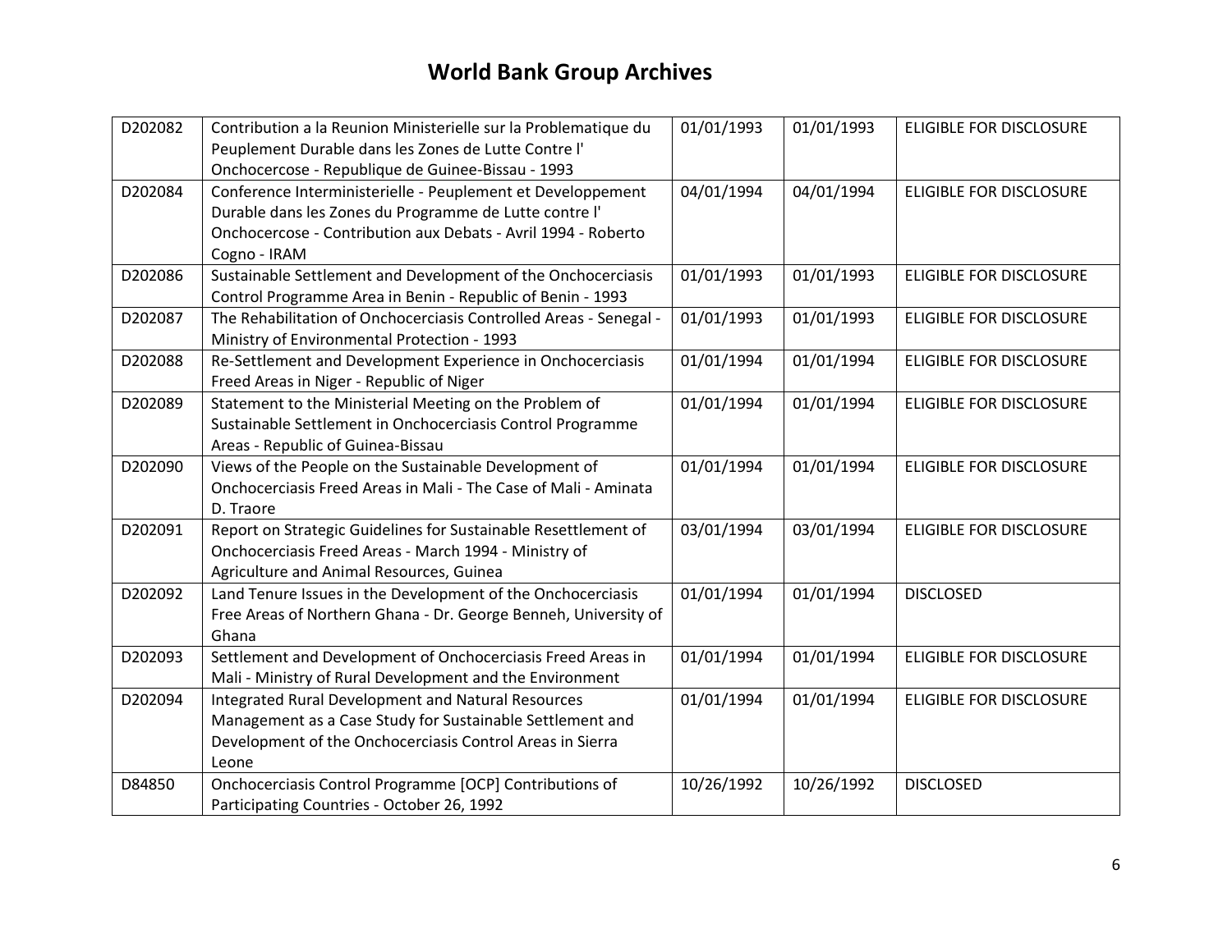# World Bank Group Archives

| | | | | |
|---|---|---|---|---|
| D202082 | Contribution a la Reunion Ministerielle sur la Problematique du Peuplement Durable dans les Zones de Lutte Contre l' Onchocercose - Republique de Guinee-Bissau - 1993 | 01/01/1993 | 01/01/1993 | ELIGIBLE FOR DISCLOSURE |
| D202084 | Conference Interministerielle - Peuplement et Developpement Durable dans les Zones du Programme de Lutte contre l' Onchocercose - Contribution aux Debats - Avril 1994 - Roberto Cogno - IRAM | 04/01/1994 | 04/01/1994 | ELIGIBLE FOR DISCLOSURE |
| D202086 | Sustainable Settlement and Development of the Onchocerciasis Control Programme Area in Benin - Republic of Benin - 1993 | 01/01/1993 | 01/01/1993 | ELIGIBLE FOR DISCLOSURE |
| D202087 | The Rehabilitation of Onchocerciasis Controlled Areas - Senegal - Ministry of Environmental Protection - 1993 | 01/01/1993 | 01/01/1993 | ELIGIBLE FOR DISCLOSURE |
| D202088 | Re-Settlement and Development Experience in Onchocerciasis Freed Areas in Niger - Republic of Niger | 01/01/1994 | 01/01/1994 | ELIGIBLE FOR DISCLOSURE |
| D202089 | Statement to the Ministerial Meeting on the Problem of Sustainable Settlement in Onchocerciasis Control Programme Areas - Republic of Guinea-Bissau | 01/01/1994 | 01/01/1994 | ELIGIBLE FOR DISCLOSURE |
| D202090 | Views of the People on the Sustainable Development of Onchocerciasis Freed Areas in Mali - The Case of Mali - Aminata D. Traore | 01/01/1994 | 01/01/1994 | ELIGIBLE FOR DISCLOSURE |
| D202091 | Report on Strategic Guidelines for Sustainable Resettlement of Onchocerciasis Freed Areas - March 1994 - Ministry of Agriculture and Animal Resources, Guinea | 03/01/1994 | 03/01/1994 | ELIGIBLE FOR DISCLOSURE |
| D202092 | Land Tenure Issues in the Development of the Onchocerciasis Free Areas of Northern Ghana - Dr. George Benneh, University of Ghana | 01/01/1994 | 01/01/1994 | DISCLOSED |
| D202093 | Settlement and Development of Onchocerciasis Freed Areas in Mali - Ministry of Rural Development and the Environment | 01/01/1994 | 01/01/1994 | ELIGIBLE FOR DISCLOSURE |
| D202094 | Integrated Rural Development and Natural Resources Management as a Case Study for Sustainable Settlement and Development of the Onchocerciasis Control Areas in Sierra Leone | 01/01/1994 | 01/01/1994 | ELIGIBLE FOR DISCLOSURE |
| D84850 | Onchocerciasis Control Programme [OCP] Contributions of Participating Countries - October 26, 1992 | 10/26/1992 | 10/26/1992 | DISCLOSED |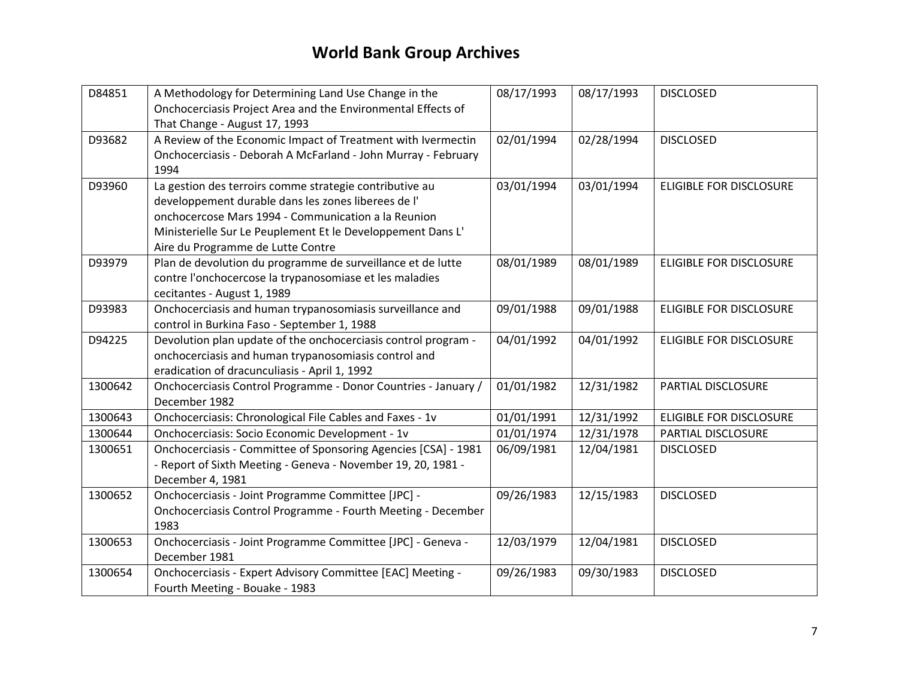# World Bank Group Archives

| | | | | |
|---|---|---|---|---|
| D84851 | A Methodology for Determining Land Use Change in the Onchocerciasis Project Area and the Environmental Effects of That Change - August 17, 1993 | 08/17/1993 | 08/17/1993 | DISCLOSED |
| D93682 | A Review of the Economic Impact of Treatment with Ivermectin Onchocerciasis - Deborah A McFarland - John Murray - February 1994 | 02/01/1994 | 02/28/1994 | DISCLOSED |
| D93960 | La gestion des terroirs comme strategie contributive au developpement durable dans les zones liberees de l' onchocercose Mars 1994 - Communication a la Reunion Ministerielle Sur Le Peuplement Et le Developpement Dans L' Aire du Programme de Lutte Contre | 03/01/1994 | 03/01/1994 | ELIGIBLE FOR DISCLOSURE |
| D93979 | Plan de devolution du programme de surveillance et de lutte contre l'onchocercose la trypanosomiase et les maladies cecitantes - August 1, 1989 | 08/01/1989 | 08/01/1989 | ELIGIBLE FOR DISCLOSURE |
| D93983 | Onchocerciasis and human trypanosomiasis surveillance and control in Burkina Faso - September 1, 1988 | 09/01/1988 | 09/01/1988 | ELIGIBLE FOR DISCLOSURE |
| D94225 | Devolution plan update of the onchocerciasis control program - onchocerciasis and human trypanosomiasis control and eradication of dracunculiasis - April 1, 1992 | 04/01/1992 | 04/01/1992 | ELIGIBLE FOR DISCLOSURE |
| 1300642 | Onchocerciasis Control Programme - Donor Countries - January / December 1982 | 01/01/1982 | 12/31/1982 | PARTIAL DISCLOSURE |
| 1300643 | Onchocerciasis: Chronological File Cables and Faxes - 1v | 01/01/1991 | 12/31/1992 | ELIGIBLE FOR DISCLOSURE |
| 1300644 | Onchocerciasis: Socio Economic Development - 1v | 01/01/1974 | 12/31/1978 | PARTIAL DISCLOSURE |
| 1300651 | Onchocerciasis - Committee of Sponsoring Agencies [CSA] - 1981 - Report of Sixth Meeting - Geneva - November 19, 20, 1981 - December 4, 1981 | 06/09/1981 | 12/04/1981 | DISCLOSED |
| 1300652 | Onchocerciasis - Joint Programme Committee [JPC] - Onchocerciasis Control Programme - Fourth Meeting - December 1983 | 09/26/1983 | 12/15/1983 | DISCLOSED |
| 1300653 | Onchocerciasis - Joint Programme Committee [JPC] - Geneva - December 1981 | 12/03/1979 | 12/04/1981 | DISCLOSED |
| 1300654 | Onchocerciasis - Expert Advisory Committee [EAC] Meeting - Fourth Meeting - Bouake - 1983 | 09/26/1983 | 09/30/1983 | DISCLOSED |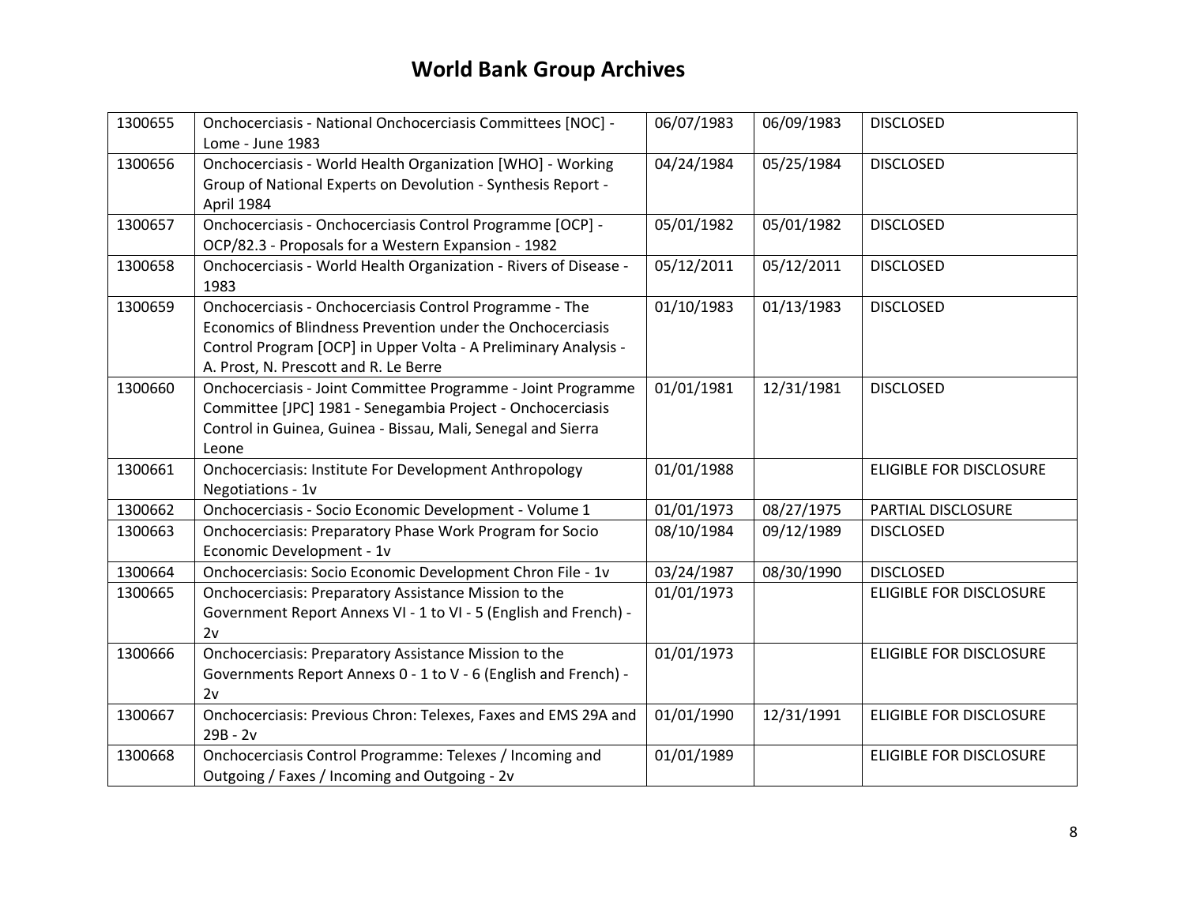# World Bank Group Archives

| | | | | |
|---|---|---|---|---|
| 1300655 | Onchocerciasis - National Onchocerciasis Committees [NOC] - Lome - June 1983 | 06/07/1983 | 06/09/1983 | DISCLOSED |
| 1300656 | Onchocerciasis - World Health Organization [WHO] - Working Group of National Experts on Devolution - Synthesis Report - April 1984 | 04/24/1984 | 05/25/1984 | DISCLOSED |
| 1300657 | Onchocerciasis - Onchocerciasis Control Programme [OCP] - OCP/82.3 - Proposals for a Western Expansion - 1982 | 05/01/1982 | 05/01/1982 | DISCLOSED |
| 1300658 | Onchocerciasis - World Health Organization - Rivers of Disease - 1983 | 05/12/2011 | 05/12/2011 | DISCLOSED |
| 1300659 | Onchocerciasis - Onchocerciasis Control Programme - The Economics of Blindness Prevention under the Onchocerciasis Control Program [OCP] in Upper Volta - A Preliminary Analysis - A. Prost, N. Prescott and R. Le Berre | 01/10/1983 | 01/13/1983 | DISCLOSED |
| 1300660 | Onchocerciasis - Joint Committee Programme - Joint Programme Committee [JPC] 1981 - Senegambia Project - Onchocerciasis Control in Guinea, Guinea - Bissau, Mali, Senegal and Sierra Leone | 01/01/1981 | 12/31/1981 | DISCLOSED |
| 1300661 | Onchocerciasis: Institute For Development Anthropology Negotiations - 1v | 01/01/1988 | | ELIGIBLE FOR DISCLOSURE |
| 1300662 | Onchocerciasis - Socio Economic Development - Volume 1 | 01/01/1973 | 08/27/1975 | PARTIAL DISCLOSURE |
| 1300663 | Onchocerciasis: Preparatory Phase Work Program for Socio Economic Development - 1v | 08/10/1984 | 09/12/1989 | DISCLOSED |
| 1300664 | Onchocerciasis: Socio Economic Development Chron File - 1v | 03/24/1987 | 08/30/1990 | DISCLOSED |
| 1300665 | Onchocerciasis: Preparatory Assistance Mission to the Government Report Annexs VI - 1 to VI - 5 (English and French) - 2v | 01/01/1973 | | ELIGIBLE FOR DISCLOSURE |
| 1300666 | Onchocerciasis: Preparatory Assistance Mission to the Governments Report Annexs 0 - 1 to V - 6 (English and French) - 2v | 01/01/1973 | | ELIGIBLE FOR DISCLOSURE |
| 1300667 | Onchocerciasis: Previous Chron: Telexes, Faxes and EMS 29A and 29B - 2v | 01/01/1990 | 12/31/1991 | ELIGIBLE FOR DISCLOSURE |
| 1300668 | Onchocerciasis Control Programme: Telexes / Incoming and Outgoing / Faxes / Incoming and Outgoing - 2v | 01/01/1989 | | ELIGIBLE FOR DISCLOSURE |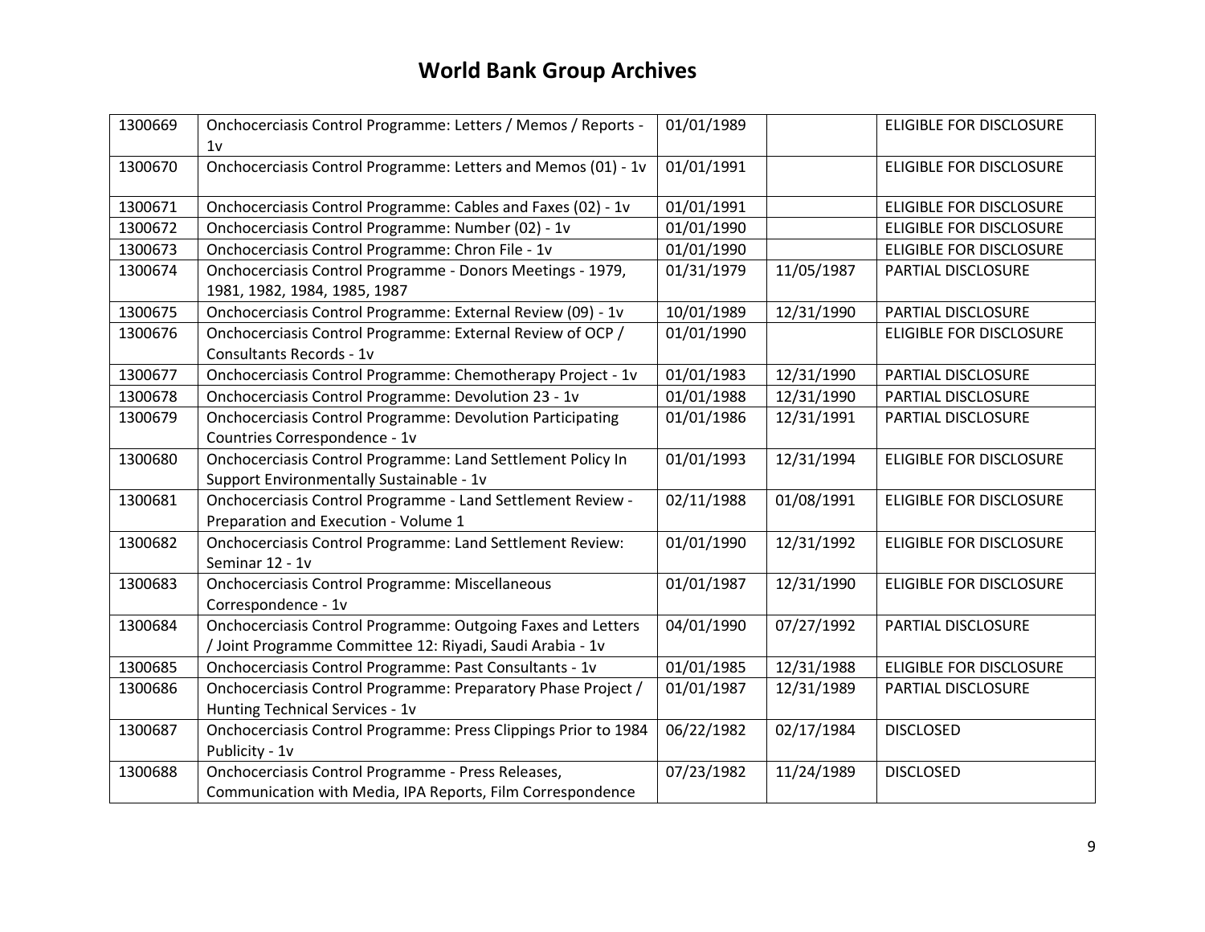# World Bank Group Archives

| | | | | |
|---|---|---|---|---|
| 1300669 | Onchocerciasis Control Programme: Letters / Memos / Reports - 1v | 01/01/1989 | | ELIGIBLE FOR DISCLOSURE |
| 1300670 | Onchocerciasis Control Programme: Letters and Memos (01) - 1v | 01/01/1991 | | ELIGIBLE FOR DISCLOSURE |
| 1300671 | Onchocerciasis Control Programme: Cables and Faxes (02) - 1v | 01/01/1991 | | ELIGIBLE FOR DISCLOSURE |
| 1300672 | Onchocerciasis Control Programme: Number (02) - 1v | 01/01/1990 | | ELIGIBLE FOR DISCLOSURE |
| 1300673 | Onchocerciasis Control Programme: Chron File - 1v | 01/01/1990 | | ELIGIBLE FOR DISCLOSURE |
| 1300674 | Onchocerciasis Control Programme - Donors Meetings - 1979, 1981, 1982, 1984, 1985, 1987 | 01/31/1979 | 11/05/1987 | PARTIAL DISCLOSURE |
| 1300675 | Onchocerciasis Control Programme: External Review (09) - 1v | 10/01/1989 | 12/31/1990 | PARTIAL DISCLOSURE |
| 1300676 | Onchocerciasis Control Programme: External Review of OCP / Consultants Records - 1v | 01/01/1990 | | ELIGIBLE FOR DISCLOSURE |
| 1300677 | Onchocerciasis Control Programme: Chemotherapy Project - 1v | 01/01/1983 | 12/31/1990 | PARTIAL DISCLOSURE |
| 1300678 | Onchocerciasis Control Programme: Devolution 23 - 1v | 01/01/1988 | 12/31/1990 | PARTIAL DISCLOSURE |
| 1300679 | Onchocerciasis Control Programme: Devolution Participating Countries Correspondence - 1v | 01/01/1986 | 12/31/1991 | PARTIAL DISCLOSURE |
| 1300680 | Onchocerciasis Control Programme: Land Settlement Policy In Support Environmentally Sustainable - 1v | 01/01/1993 | 12/31/1994 | ELIGIBLE FOR DISCLOSURE |
| 1300681 | Onchocerciasis Control Programme - Land Settlement Review - Preparation and Execution - Volume 1 | 02/11/1988 | 01/08/1991 | ELIGIBLE FOR DISCLOSURE |
| 1300682 | Onchocerciasis Control Programme: Land Settlement Review: Seminar 12 - 1v | 01/01/1990 | 12/31/1992 | ELIGIBLE FOR DISCLOSURE |
| 1300683 | Onchocerciasis Control Programme: Miscellaneous Correspondence - 1v | 01/01/1987 | 12/31/1990 | ELIGIBLE FOR DISCLOSURE |
| 1300684 | Onchocerciasis Control Programme: Outgoing Faxes and Letters / Joint Programme Committee 12: Riyadi, Saudi Arabia - 1v | 04/01/1990 | 07/27/1992 | PARTIAL DISCLOSURE |
| 1300685 | Onchocerciasis Control Programme: Past Consultants - 1v | 01/01/1985 | 12/31/1988 | ELIGIBLE FOR DISCLOSURE |
| 1300686 | Onchocerciasis Control Programme: Preparatory Phase Project / Hunting Technical Services - 1v | 01/01/1987 | 12/31/1989 | PARTIAL DISCLOSURE |
| 1300687 | Onchocerciasis Control Programme: Press Clippings Prior to 1984 Publicity - 1v | 06/22/1982 | 02/17/1984 | DISCLOSED |
| 1300688 | Onchocerciasis Control Programme - Press Releases, Communication with Media, IPA Reports, Film Correspondence | 07/23/1982 | 11/24/1989 | DISCLOSED |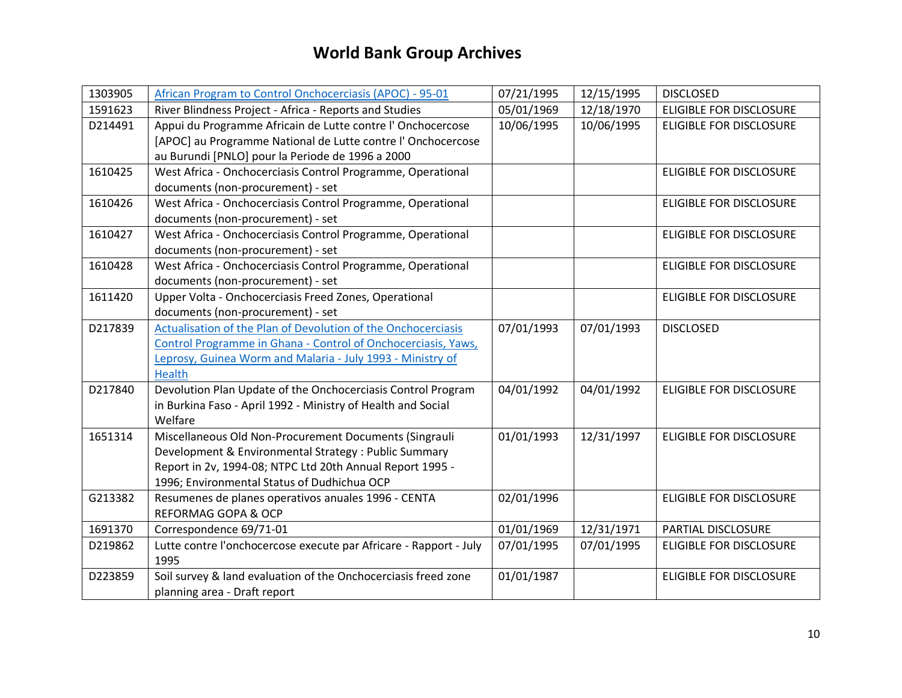# World Bank Group Archives

| | | | | |
|---|---|---|---|---|
| 1303905 | African Program to Control Onchocerciasis (APOC) - 95-01 | 07/21/1995 | 12/15/1995 | DISCLOSED |
| 1591623 | River Blindness Project - Africa - Reports and Studies | 05/01/1969 | 12/18/1970 | ELIGIBLE FOR DISCLOSURE |
| D214491 | Appui du Programme Africain de Lutte contre l' Onchocercose [APOC] au Programme National de Lutte contre l' Onchocercose au Burundi [PNLO] pour la Periode de 1996 a 2000 | 10/06/1995 | 10/06/1995 | ELIGIBLE FOR DISCLOSURE |
| 1610425 | West Africa - Onchocerciasis Control Programme, Operational documents (non-procurement) - set | | | ELIGIBLE FOR DISCLOSURE |
| 1610426 | West Africa - Onchocerciasis Control Programme, Operational documents (non-procurement) - set | | | ELIGIBLE FOR DISCLOSURE |
| 1610427 | West Africa - Onchocerciasis Control Programme, Operational documents (non-procurement) - set | | | ELIGIBLE FOR DISCLOSURE |
| 1610428 | West Africa - Onchocerciasis Control Programme, Operational documents (non-procurement) - set | | | ELIGIBLE FOR DISCLOSURE |
| 1611420 | Upper Volta - Onchocerciasis Freed Zones, Operational documents (non-procurement) - set | | | ELIGIBLE FOR DISCLOSURE |
| D217839 | Actualisation of the Plan of Devolution of the Onchocerciasis Control Programme in Ghana - Control of Onchocerciasis, Yaws, Leprosy, Guinea Worm and Malaria - July 1993 - Ministry of Health | 07/01/1993 | 07/01/1993 | DISCLOSED |
| D217840 | Devolution Plan Update of the Onchocerciasis Control Program in Burkina Faso - April 1992 - Ministry of Health and Social Welfare | 04/01/1992 | 04/01/1992 | ELIGIBLE FOR DISCLOSURE |
| 1651314 | Miscellaneous Old Non-Procurement Documents (Singrauli Development & Environmental Strategy : Public Summary Report in 2v, 1994-08; NTPC Ltd 20th Annual Report 1995 - 1996; Environmental Status of Dudhichua OCP | 01/01/1993 | 12/31/1997 | ELIGIBLE FOR DISCLOSURE |
| G213382 | Resumenes de planes operativos anuales 1996 - CENTA REFORMAG GOPA & OCP | 02/01/1996 | | ELIGIBLE FOR DISCLOSURE |
| 1691370 | Correspondence 69/71-01 | 01/01/1969 | 12/31/1971 | PARTIAL DISCLOSURE |
| D219862 | Lutte contre l'onchocercose execute par Africare - Rapport - July 1995 | 07/01/1995 | 07/01/1995 | ELIGIBLE FOR DISCLOSURE |
| D223859 | Soil survey & land evaluation of the Onchocerciasis freed zone planning area - Draft report | 01/01/1987 | | ELIGIBLE FOR DISCLOSURE |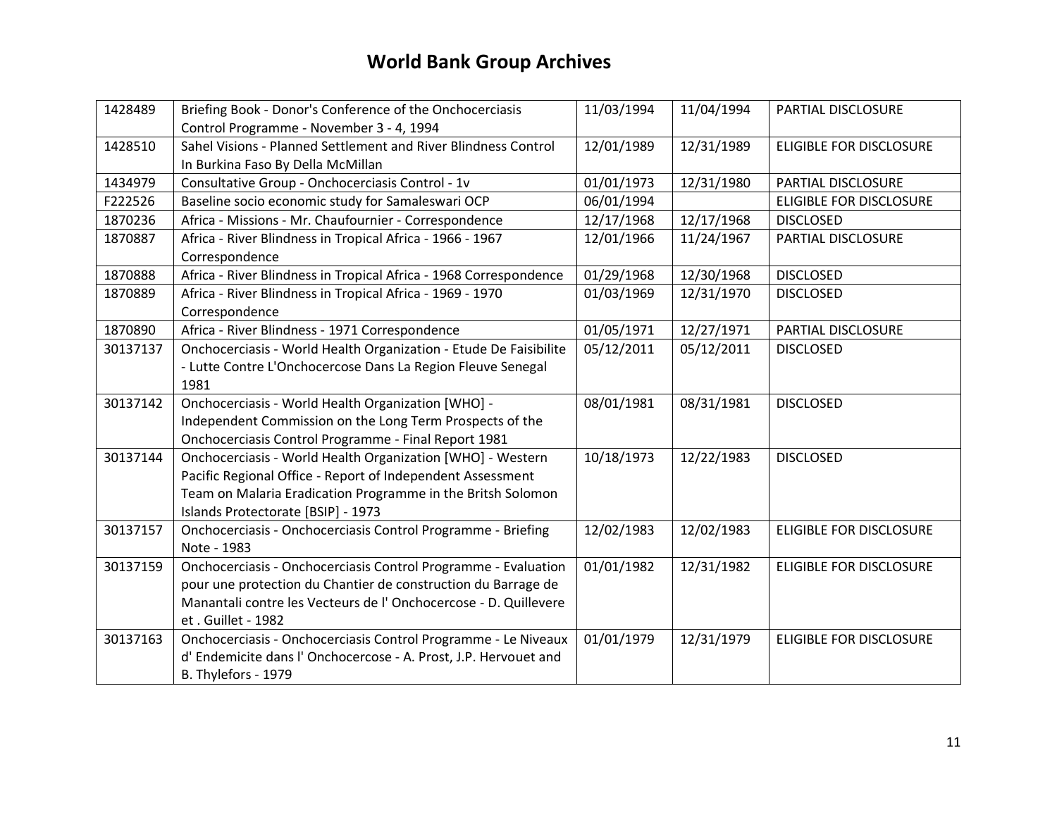# World Bank Group Archives

| 1428489 | Briefing Book - Donor's Conference of the Onchocerciasis Control Programme - November 3 - 4, 1994 | 11/03/1994 | 11/04/1994 | PARTIAL DISCLOSURE |
|---|---|---|---|---|
| 1428510 | Sahel Visions - Planned Settlement and River Blindness Control In Burkina Faso By Della McMillan | 12/01/1989 | 12/31/1989 | ELIGIBLE FOR DISCLOSURE |
| 1434979 | Consultative Group - Onchocerciasis Control - 1v | 01/01/1973 | 12/31/1980 | PARTIAL DISCLOSURE |
| F222526 | Baseline socio economic study for Samaleswari OCP | 06/01/1994 | | ELIGIBLE FOR DISCLOSURE |
| 1870236 | Africa - Missions - Mr. Chaufournier - Correspondence | 12/17/1968 | 12/17/1968 | DISCLOSED |
| 1870887 | Africa - River Blindness in Tropical Africa - 1966 - 1967 Correspondence | 12/01/1966 | 11/24/1967 | PARTIAL DISCLOSURE |
| 1870888 | Africa - River Blindness in Tropical Africa - 1968 Correspondence | 01/29/1968 | 12/30/1968 | DISCLOSED |
| 1870889 | Africa - River Blindness in Tropical Africa - 1969 - 1970 Correspondence | 01/03/1969 | 12/31/1970 | DISCLOSED |
| 1870890 | Africa - River Blindness - 1971 Correspondence | 01/05/1971 | 12/27/1971 | PARTIAL DISCLOSURE |
| 30137137 | Onchocerciasis - World Health Organization - Etude De Faisibilite - Lutte Contre L'Onchocercose Dans La Region Fleuve Senegal 1981 | 05/12/2011 | 05/12/2011 | DISCLOSED |
| 30137142 | Onchocerciasis - World Health Organization [WHO] - Independent Commission on the Long Term Prospects of the Onchocerciasis Control Programme - Final Report 1981 | 08/01/1981 | 08/31/1981 | DISCLOSED |
| 30137144 | Onchocerciasis - World Health Organization [WHO] - Western Pacific Regional Office - Report of Independent Assessment Team on Malaria Eradication Programme in the Britsh Solomon Islands Protectorate [BSIP] - 1973 | 10/18/1973 | 12/22/1983 | DISCLOSED |
| 30137157 | Onchocerciasis - Onchocerciasis Control Programme - Briefing Note - 1983 | 12/02/1983 | 12/02/1983 | ELIGIBLE FOR DISCLOSURE |
| 30137159 | Onchocerciasis - Onchocerciasis Control Programme - Evaluation pour une protection du Chantier de construction du Barrage de Manantali contre les Vecteurs de l' Onchocercose - D. Quillevere et . Guillet - 1982 | 01/01/1982 | 12/31/1982 | ELIGIBLE FOR DISCLOSURE |
| 30137163 | Onchocerciasis - Onchocerciasis Control Programme - Le Niveaux d' Endemicite dans l' Onchocercose - A. Prost, J.P. Hervouet and B. Thylefors - 1979 | 01/01/1979 | 12/31/1979 | ELIGIBLE FOR DISCLOSURE |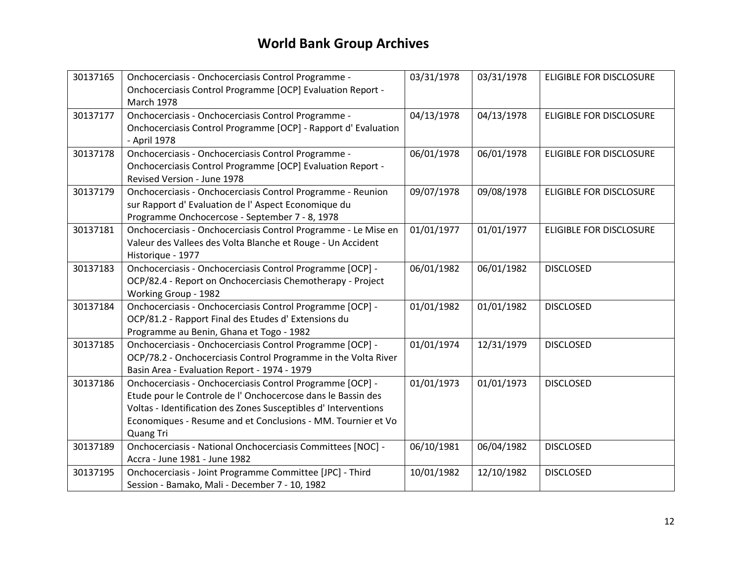# World Bank Group Archives

| | | | | |
|---|---|---|---|---|
| 30137165 | Onchocerciasis - Onchocerciasis Control Programme - Onchocerciasis Control Programme [OCP] Evaluation Report - March 1978 | 03/31/1978 | 03/31/1978 | ELIGIBLE FOR DISCLOSURE |
| 30137177 | Onchocerciasis - Onchocerciasis Control Programme - Onchocerciasis Control Programme [OCP] - Rapport d' Evaluation - April 1978 | 04/13/1978 | 04/13/1978 | ELIGIBLE FOR DISCLOSURE |
| 30137178 | Onchocerciasis - Onchocerciasis Control Programme - Onchocerciasis Control Programme [OCP] Evaluation Report - Revised Version - June 1978 | 06/01/1978 | 06/01/1978 | ELIGIBLE FOR DISCLOSURE |
| 30137179 | Onchocerciasis - Onchocerciasis Control Programme - Reunion sur Rapport d' Evaluation de l' Aspect Economique du Programme Onchocercose - September 7 - 8, 1978 | 09/07/1978 | 09/08/1978 | ELIGIBLE FOR DISCLOSURE |
| 30137181 | Onchocerciasis - Onchocerciasis Control Programme - Le Mise en Valeur des Vallees des Volta Blanche et Rouge - Un Accident Historique - 1977 | 01/01/1977 | 01/01/1977 | ELIGIBLE FOR DISCLOSURE |
| 30137183 | Onchocerciasis - Onchocerciasis Control Programme [OCP] - OCP/82.4 - Report on Onchocerciasis Chemotherapy - Project Working Group - 1982 | 06/01/1982 | 06/01/1982 | DISCLOSED |
| 30137184 | Onchocerciasis - Onchocerciasis Control Programme [OCP] - OCP/81.2 - Rapport Final des Etudes d' Extensions du Programme au Benin, Ghana et Togo - 1982 | 01/01/1982 | 01/01/1982 | DISCLOSED |
| 30137185 | Onchocerciasis - Onchocerciasis Control Programme [OCP] - OCP/78.2 - Onchocerciasis Control Programme in the Volta River Basin Area - Evaluation Report - 1974 - 1979 | 01/01/1974 | 12/31/1979 | DISCLOSED |
| 30137186 | Onchocerciasis - Onchocerciasis Control Programme [OCP] - Etude pour le Controle de l' Onchocercose dans le Bassin des Voltas - Identification des Zones Susceptibles d' Interventions Economiques - Resume and et Conclusions - MM. Tournier et Vo Quang Tri | 01/01/1973 | 01/01/1973 | DISCLOSED |
| 30137189 | Onchocerciasis - National Onchocerciasis Committees [NOC] - Accra - June 1981 - June 1982 | 06/10/1981 | 06/04/1982 | DISCLOSED |
| 30137195 | Onchocerciasis - Joint Programme Committee [JPC] - Third Session - Bamako, Mali - December 7 - 10, 1982 | 10/01/1982 | 12/10/1982 | DISCLOSED |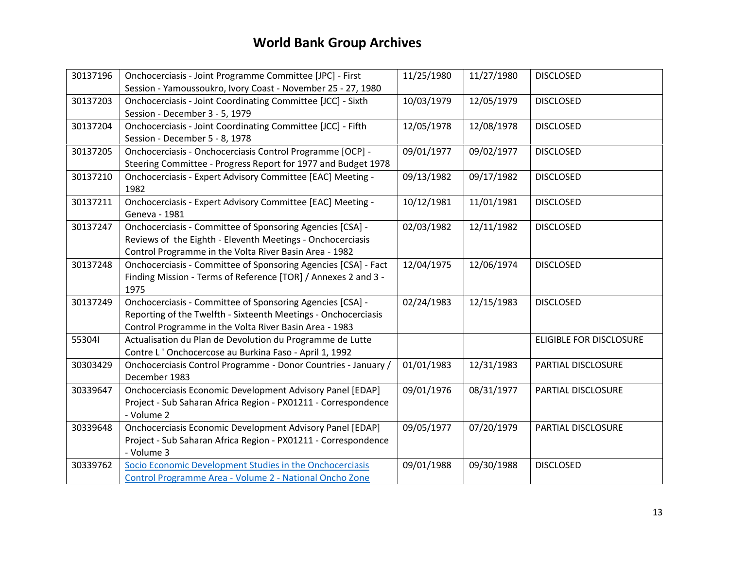# World Bank Group Archives

| | | | | |
|---|---|---|---|---|
| 30137196 | Onchocerciasis - Joint Programme Committee [JPC] - First Session - Yamoussoukro, Ivory Coast - November 25 - 27, 1980 | 11/25/1980 | 11/27/1980 | DISCLOSED |
| 30137203 | Onchocerciasis - Joint Coordinating Committee [JCC] - Sixth Session - December 3 - 5, 1979 | 10/03/1979 | 12/05/1979 | DISCLOSED |
| 30137204 | Onchocerciasis - Joint Coordinating Committee [JCC] - Fifth Session - December 5 - 8, 1978 | 12/05/1978 | 12/08/1978 | DISCLOSED |
| 30137205 | Onchocerciasis - Onchocerciasis Control Programme [OCP] - Steering Committee - Progress Report for 1977 and Budget 1978 | 09/01/1977 | 09/02/1977 | DISCLOSED |
| 30137210 | Onchocerciasis - Expert Advisory Committee [EAC] Meeting - 1982 | 09/13/1982 | 09/17/1982 | DISCLOSED |
| 30137211 | Onchocerciasis - Expert Advisory Committee [EAC] Meeting - Geneva - 1981 | 10/12/1981 | 11/01/1981 | DISCLOSED |
| 30137247 | Onchocerciasis - Committee of Sponsoring Agencies [CSA] - Reviews of the Eighth - Eleventh Meetings - Onchocerciasis Control Programme in the Volta River Basin Area - 1982 | 02/03/1982 | 12/11/1982 | DISCLOSED |
| 30137248 | Onchocerciasis - Committee of Sponsoring Agencies [CSA] - Fact Finding Mission - Terms of Reference [TOR] / Annexes 2 and 3 - 1975 | 12/04/1975 | 12/06/1974 | DISCLOSED |
| 30137249 | Onchocerciasis - Committee of Sponsoring Agencies [CSA] - Reporting of the Twelfth - Sixteenth Meetings - Onchocerciasis Control Programme in the Volta River Basin Area - 1983 | 02/24/1983 | 12/15/1983 | DISCLOSED |
| 55304I | Actualisation du Plan de Devolution du Programme de Lutte Contre L ' Onchocercose au Burkina Faso - April 1, 1992 | | | ELIGIBLE FOR DISCLOSURE |
| 30303429 | Onchocerciasis Control Programme - Donor Countries - January / December 1983 | 01/01/1983 | 12/31/1983 | PARTIAL DISCLOSURE |
| 30339647 | Onchocerciasis Economic Development Advisory Panel [EDAP] Project - Sub Saharan Africa Region - PX01211 - Correspondence - Volume 2 | 09/01/1976 | 08/31/1977 | PARTIAL DISCLOSURE |
| 30339648 | Onchocerciasis Economic Development Advisory Panel [EDAP] Project - Sub Saharan Africa Region - PX01211 - Correspondence - Volume 3 | 09/05/1977 | 07/20/1979 | PARTIAL DISCLOSURE |
| 30339762 | Socio Economic Development Studies in the Onchocerciasis Control Programme Area - Volume 2 - National Oncho Zone | 09/01/1988 | 09/30/1988 | DISCLOSED |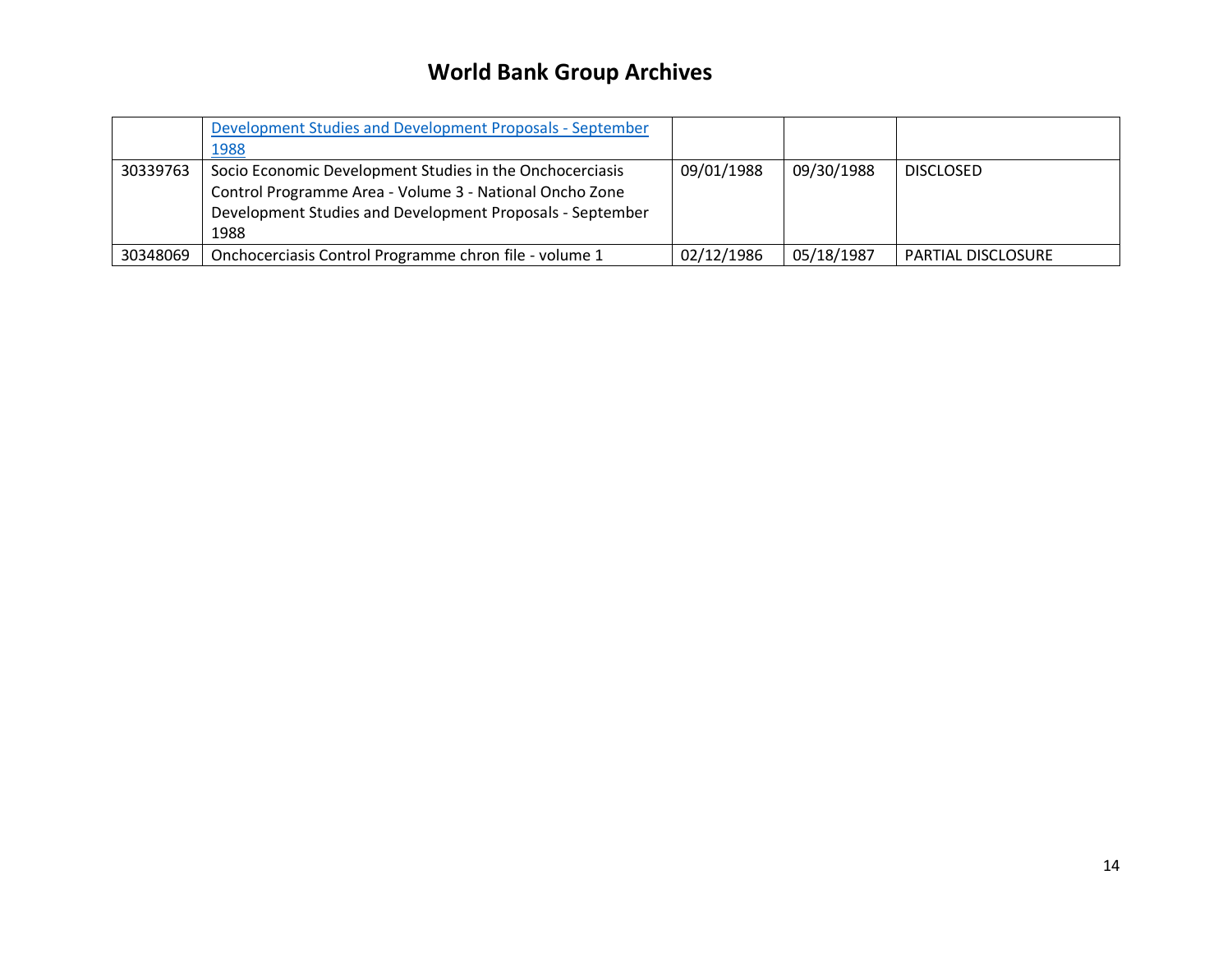| | | | | |
|---|---|---|---|---|
| | [Development Studies and Development Proposals - September 1988] | | | |
| 30339763 | Socio Economic Development Studies in the Onchocerciasis Control Programme Area - Volume 3 - National Oncho Zone Development Studies and Development Proposals - September 1988 | 09/01/1988 | 09/30/1988 | DISCLOSED |
| 30348069 | Onchocerciasis Control Programme chron file - volume 1 | 02/12/1986 | 05/18/1987 | PARTIAL DISCLOSURE |